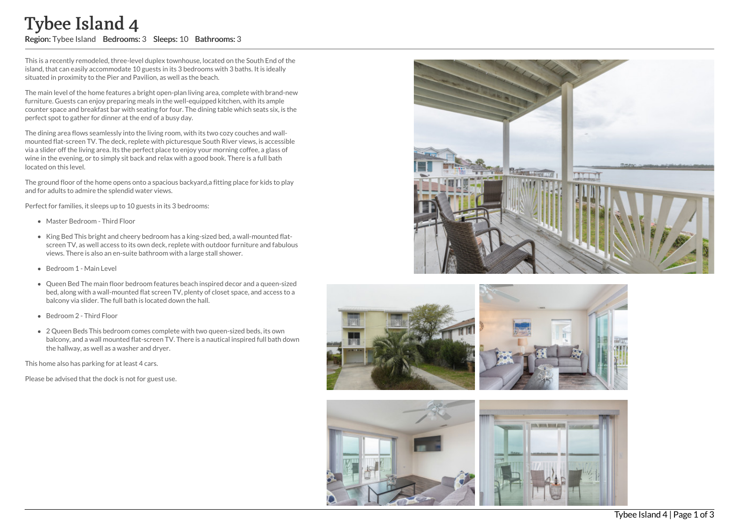# Tybee Island 4

**Region:** Tybee Island **Bedrooms:** 3 **Sleeps:** 10 **Bathrooms:** 3

This is a recently remodeled, three-level duplex townhouse, located on the South End of the island, that can easily accommodate 10 guests in its 3 bedrooms with 3 baths. It is ideally situated in proximity to the Pier and Pavilion, as well as the beach.

The main level of the home features a bright open-plan living area, complete with brand-new furniture. Guests can enjoy preparing meals in the well-equipped kitchen, with its ample counter space and breakfast bar with seating for four. The dining table which seats six, is the perfect spot to gather for dinner at the end of a busy day.

The dining area flows seamlessly into the living room, with its two cozy couches and wall-mounted flat-screen TV. The deck, replete with picturesque South River views, is accessible via a slider off the living area. Its the perfect place to enjoy your morning coffee, a glass of wine in the evening, or to simply sit back and relax with a good book. There is a full bath located on this level.

The ground floor of the home opens onto a spacious backyard,a fitting place for kids to play and for adults to admire the splendid water views.

Perfect for families, it sleeps up to 10 guests in its 3 bedrooms:

- Master Bedroom - Third Floor
- King Bed This bright and cheery bedroom has a king-sized bed, a wall-mounted flat-screen TV, as well access to its own deck, replete with outdoor furniture and fabulous views. There is also an en-suite bathroom with a large stall shower.
- Bedroom 1 - Main Level
- Queen Bed The main floor bedroom features beach inspired decor and a queen-sized bed, along with a wall-mounted flat screen TV, plenty of closet space, and access to a balcony via slider. The full bath is located down the hall.
- Bedroom 2 - Third Floor
- 2 Queen Beds This bedroom comes complete with two queen-sized beds, its own balcony, and a wall mounted flat-screen TV. There is a nautical inspired full bath down the hallway, as well as a washer and dryer.

This home also has parking for at least 4 cars.

Please be advised that the dock is not for guest use.